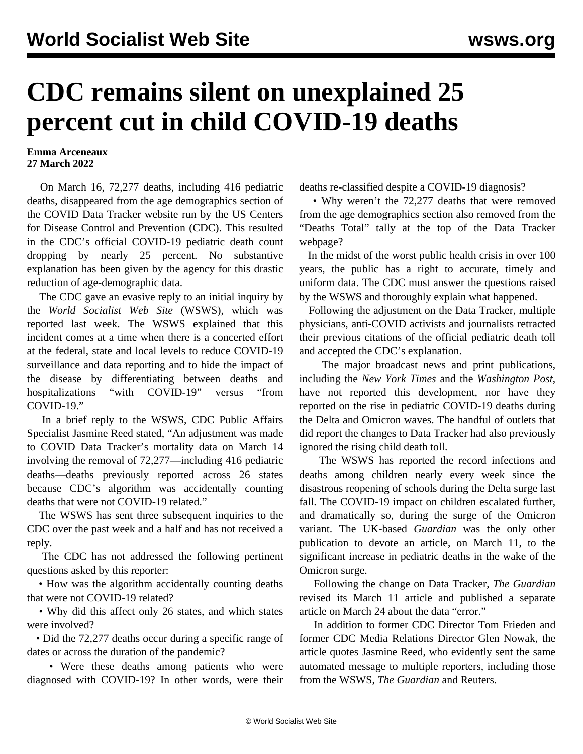# CDC remains silent on unexplained 25 percent cut in child COVID-19 deaths

**Emma Arceneaux**
**27 March 2022**

On March 16, 72,277 deaths, including 416 pediatric deaths, disappeared from the age demographics section of the COVID Data Tracker website run by the US Centers for Disease Control and Prevention (CDC). This resulted in the CDC's official COVID-19 pediatric death count dropping by nearly 25 percent. No substantive explanation has been given by the agency for this drastic reduction of age-demographic data.

The CDC gave an evasive reply to an initial inquiry by the *World Socialist Web Site* (WSWS), which was reported last week. The WSWS explained that this incident comes at a time when there is a concerted effort at the federal, state and local levels to reduce COVID-19 surveillance and data reporting and to hide the impact of the disease by differentiating between deaths and hospitalizations "with COVID-19" versus "from COVID-19."

In a brief reply to the WSWS, CDC Public Affairs Specialist Jasmine Reed stated, "An adjustment was made to COVID Data Tracker's mortality data on March 14 involving the removal of 72,277—including 416 pediatric deaths—deaths previously reported across 26 states because CDC's algorithm was accidentally counting deaths that were not COVID-19 related."

The WSWS has sent three subsequent inquiries to the CDC over the past week and a half and has not received a reply.

The CDC has not addressed the following pertinent questions asked by this reporter:

- How was the algorithm accidentally counting deaths that were not COVID-19 related?
- Why did this affect only 26 states, and which states were involved?
- Did the 72,277 deaths occur during a specific range of dates or across the duration of the pandemic?
- Were these deaths among patients who were diagnosed with COVID-19? In other words, were their deaths re-classified despite a COVID-19 diagnosis?
- Why weren't the 72,277 deaths that were removed from the age demographics section also removed from the "Deaths Total" tally at the top of the Data Tracker webpage?

In the midst of the worst public health crisis in over 100 years, the public has a right to accurate, timely and uniform data. The CDC must answer the questions raised by the WSWS and thoroughly explain what happened.

Following the adjustment on the Data Tracker, multiple physicians, anti-COVID activists and journalists retracted their previous citations of the official pediatric death toll and accepted the CDC's explanation.

The major broadcast news and print publications, including the *New York Times* and the *Washington Post*, have not reported this development, nor have they reported on the rise in pediatric COVID-19 deaths during the Delta and Omicron waves. The handful of outlets that did report the changes to Data Tracker had also previously ignored the rising child death toll.

The WSWS has reported the record infections and deaths among children nearly every week since the disastrous reopening of schools during the Delta surge last fall. The COVID-19 impact on children escalated further, and dramatically so, during the surge of the Omicron variant. The UK-based *Guardian* was the only other publication to devote an article, on March 11, to the significant increase in pediatric deaths in the wake of the Omicron surge.

Following the change on Data Tracker, *The Guardian* revised its March 11 article and published a separate article on March 24 about the data "error."

In addition to former CDC Director Tom Frieden and former CDC Media Relations Director Glen Nowak, the article quotes Jasmine Reed, who evidently sent the same automated message to multiple reporters, including those from the WSWS, *The Guardian* and Reuters.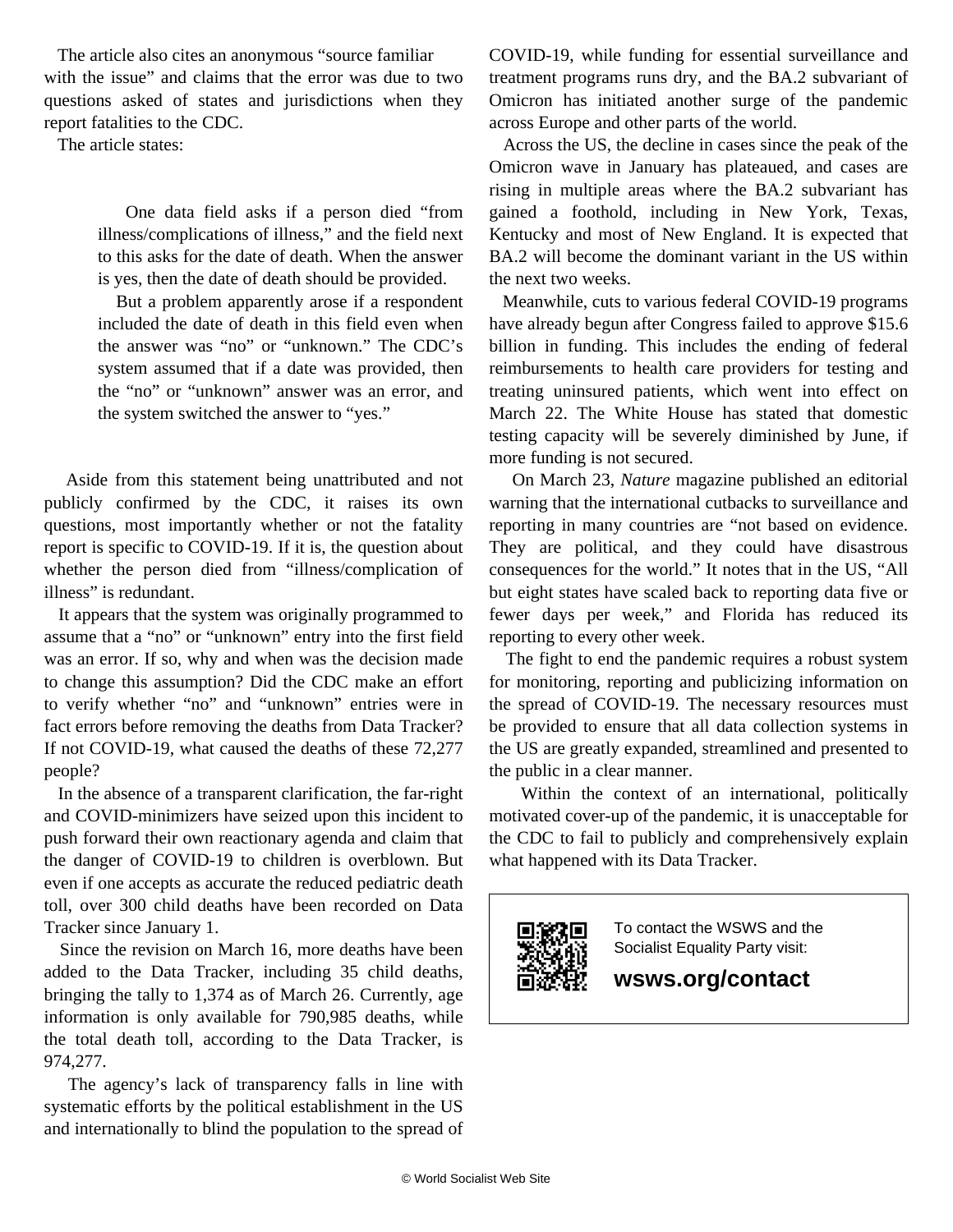The article also cites an anonymous "source familiar with the issue" and claims that the error was due to two questions asked of states and jurisdictions when they report fatalities to the CDC.

The article states:

> One data field asks if a person died "from illness/complications of illness," and the field next to this asks for the date of death. When the answer is yes, then the date of death should be provided.
>
> But a problem apparently arose if a respondent included the date of death in this field even when the answer was "no" or "unknown." The CDC's system assumed that if a date was provided, then the "no" or "unknown" answer was an error, and the system switched the answer to "yes."

Aside from this statement being unattributed and not publicly confirmed by the CDC, it raises its own questions, most importantly whether or not the fatality report is specific to COVID-19. If it is, the question about whether the person died from "illness/complication of illness" is redundant.

It appears that the system was originally programmed to assume that a "no" or "unknown" entry into the first field was an error. If so, why and when was the decision made to change this assumption? Did the CDC make an effort to verify whether "no" and "unknown" entries were in fact errors before removing the deaths from Data Tracker? If not COVID-19, what caused the deaths of these 72,277 people?

In the absence of a transparent clarification, the far-right and COVID-minimizers have seized upon this incident to push forward their own reactionary agenda and claim that the danger of COVID-19 to children is overblown. But even if one accepts as accurate the reduced pediatric death toll, over 300 child deaths have been recorded on Data Tracker since January 1.

Since the revision on March 16, more deaths have been added to the Data Tracker, including 35 child deaths, bringing the tally to 1,374 as of March 26. Currently, age information is only available for 790,985 deaths, while the total death toll, according to the Data Tracker, is 974,277.

The agency's lack of transparency falls in line with systematic efforts by the political establishment in the US and internationally to blind the population to the spread of COVID-19, while funding for essential surveillance and treatment programs runs dry, and the BA.2 subvariant of Omicron has initiated another surge of the pandemic across Europe and other parts of the world.

Across the US, the decline in cases since the peak of the Omicron wave in January has plateaued, and cases are rising in multiple areas where the BA.2 subvariant has gained a foothold, including in New York, Texas, Kentucky and most of New England. It is expected that BA.2 will become the dominant variant in the US within the next two weeks.

Meanwhile, cuts to various federal COVID-19 programs have already begun after Congress failed to approve $15.6 billion in funding. This includes the ending of federal reimbursements to health care providers for testing and treating uninsured patients, which went into effect on March 22. The White House has stated that domestic testing capacity will be severely diminished by June, if more funding is not secured.

On March 23, *Nature* magazine published an editorial warning that the international cutbacks to surveillance and reporting in many countries are "not based on evidence. They are political, and they could have disastrous consequences for the world." It notes that in the US, "All but eight states have scaled back to reporting data five or fewer days per week," and Florida has reduced its reporting to every other week.

The fight to end the pandemic requires a robust system for monitoring, reporting and publicizing information on the spread of COVID-19. The necessary resources must be provided to ensure that all data collection systems in the US are greatly expanded, streamlined and presented to the public in a clear manner.

Within the context of an international, politically motivated cover-up of the pandemic, it is unacceptable for the CDC to fail to publicly and comprehensively explain what happened with its Data Tracker.

To contact the WSWS and the Socialist Equality Party visit:

**wsws.org/contact**